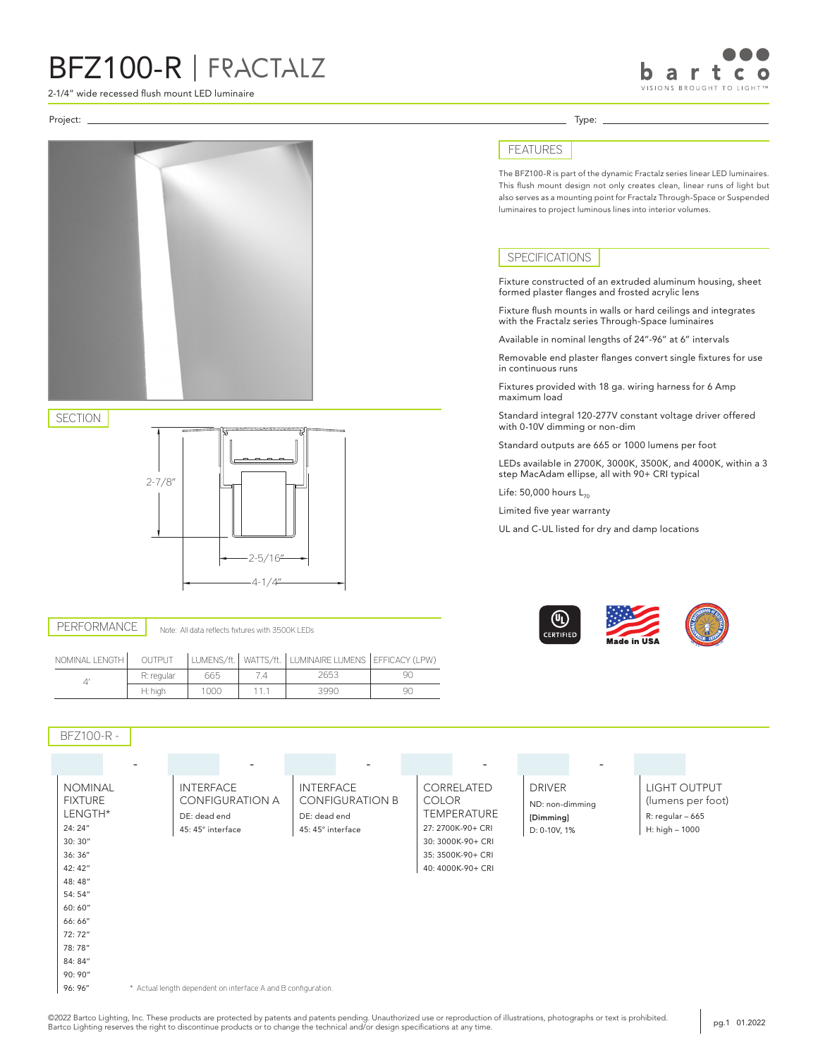# BFZ100-R | FRACTALZ

2-1/4" wide recessed flush mount LED luminaire

Project: ______________________ Type: ______________________

## FEATURES

The BFZ100-R is part of the dynamic Fractalz series linear LED luminaires. This flush mount design not only creates clean, linear runs of light but also serves as a mounting point for Fractalz Through-Space or Suspended luminaires to project luminous lines into interior volumes.

## SPECIFICATIONS

Fixture constructed of an extruded aluminum housing, sheet formed plaster flanges and frosted acrylic lens

Fixture flush mounts in walls or hard ceilings and integrates with the Fractalz series Through-Space luminaires

Available in nominal lengths of 24"-96" at 6" intervals

Removable end plaster flanges convert single fixtures for use in continuous runs

Fixtures provided with 18 ga. wiring harness for 6 Amp maximum load

Standard integral 120-277V constant voltage driver offered with 0-10V dimming or non-dim

Standard outputs are 665 or 1000 lumens per foot

LEDs available in 2700K, 3000K, 3500K, and 4000K, within a 3 step MacAdam ellipse, all with 90+ CRI typical

Life: 50,000 hours $L_{70}$

Limited five year warranty

UL and C-UL listed for dry and damp locations

## SECTION

2-7/8"
2-5/16"
4-1/4"

## PERFORMANCE

Note: All data reflects fixtures with 3500K LEDs

| NOMINAL LENGTH | OUTPUT | LUMENS/ft. | WATTS/ft. | LUMINAIRE LUMENS | EFFICACY (LPW) |
|---|---|---|---|---|---|
| 4' | R: regular | 665 | 7.4 | 2653 | 90 |
| | H: high | 1000 | 11.1 | 3990 | 90 |

## BFZ100-R -

_____ - _____ - _____ - _____ - _____ - _____

**NOMINAL FIXTURE LENGTH***
- 24: 24"
- 30: 30"
- 36: 36"
- 42: 42"
- 48: 48"
- 54: 54"
- 60: 60"
- 66: 66"
- 72: 72"
- 78: 78"
- 84: 84"
- 90: 90"
- 96: 96"

**INTERFACE CONFIGURATION A**
- DE: dead end
- 45: 45° interface

**INTERFACE CONFIGURATION B**
- DE: dead end
- 45: 45° interface

**CORRELATED COLOR TEMPERATURE**
- 27: 2700K-90+ CRI
- 30: 3000K-90+ CRI
- 35: 3500K-90+ CRI
- 40: 4000K-90+ CRI

**DRIVER**
- ND: non-dimming
- **[Dimming]**
- D: 0-10V, 1%

**LIGHT OUTPUT (lumens per foot)**
- R: regular – 665
- H: high – 1000

\* Actual length dependent on interface A and B configuration.

©2022 Bartco Lighting, Inc. These products are protected by patents and patents pending. Unauthorized use or reproduction of illustrations, photographs or text is prohibited. Bartco Lighting reserves the right to discontinue products or to change the technical and/or design specifications at any time.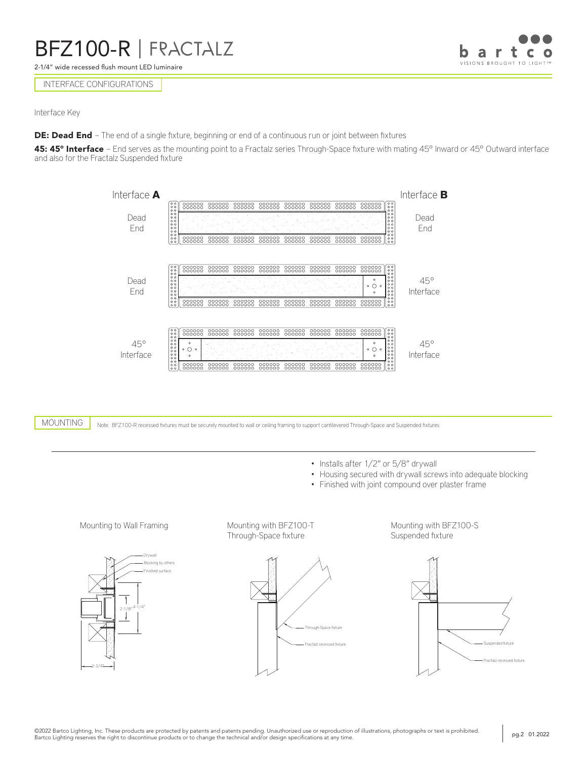# BFZ100-R | FRACTALZ

2-1/4" wide recessed flush mount LED luminaire

## INTERFACE CONFIGURATIONS

Interface Key

**DE: Dead End** – The end of a single fixture, beginning or end of a continuous run or joint between fixtures

**45: 45° Interface** – End serves as the mounting point to a Fractalz series Through-Space fixture with mating 45° Inward or 45° Outward interface and also for the Fractalz Suspended fixture

| Interface A | Interface B |
|---|---|
| Dead End | Dead End |
| Dead End | 45° Interface |
| 45° Interface | 45° Interface |

## MOUNTING

Note: BFZ100-R recessed fixtures must be securely mounted to wall or ceiling framing to support cantilevered Through-Space and Suspended fixtures

- Installs after 1/2" or 5/8" drywall
- Housing secured with drywall screws into adequate blocking
- Finished with joint compound over plaster frame

Mounting to Wall Framing

Drywall
Blocking by others
Finished surface
2-1/8"
4-1/4"
2-3/4"

Mounting with BFZ100-T Through-Space fixture

Through-Space fixture
Fractalz recessed fixture

Mounting with BFZ100-S Suspended fixture

Suspended fixture
Fractalz recessed fixture

©2022 Bartco Lighting, Inc. These products are protected by patents and patents pending. Unauthorized use or reproduction of illustrations, photographs or text is prohibited. Bartco Lighting reserves the right to discontinue products or to change the technical and/or design specifications at any time.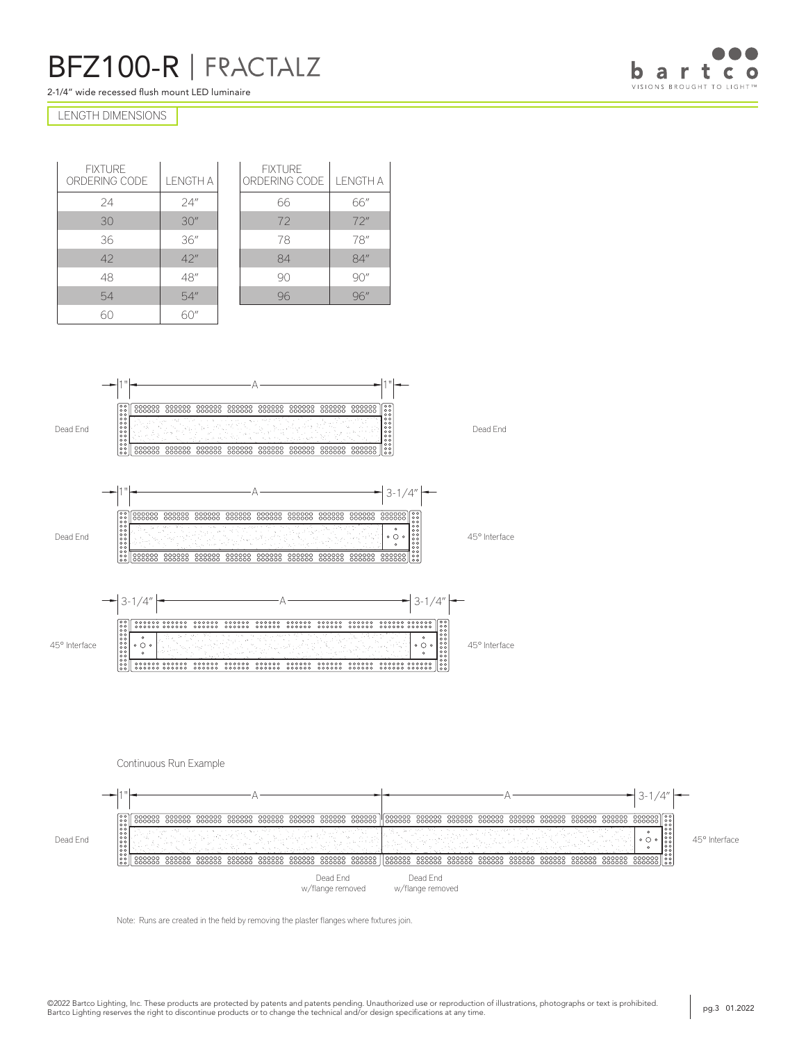# BFZ100-R | FRACTALZ

2-1/4" wide recessed flush mount LED luminaire

## LENGTH DIMENSIONS

| FIXTURE ORDERING CODE | LENGTH A |
|---|---|
| 24 | 24" |
| 30 | 30" |
| 36 | 36" |
| 42 | 42" |
| 48 | 48" |
| 54 | 54" |
| 60 | 60" |

| FIXTURE ORDERING CODE | LENGTH A |
|---|---|
| 66 | 66" |
| 72 | 72" |
| 78 | 78" |
| 84 | 84" |
| 90 | 90" |
| 96 | 96" |

1" A 1"

Dead End

Dead End

1" A 3-1/4"

Dead End

45° Interface

3-1/4" A 3-1/4"

45° Interface

45° Interface

Continuous Run Example

1" A A 3-1/4"

Dead End

45° Interface

Dead End w/flange removed

Dead End w/flange removed

Note: Runs are created in the field by removing the plaster flanges where fixtures join.

©2022 Bartco Lighting, Inc. These products are protected by patents and patents pending. Unauthorized use or reproduction of illustrations, photographs or text is prohibited. Bartco Lighting reserves the right to discontinue products or to change the technical and/or design specifications at any time.